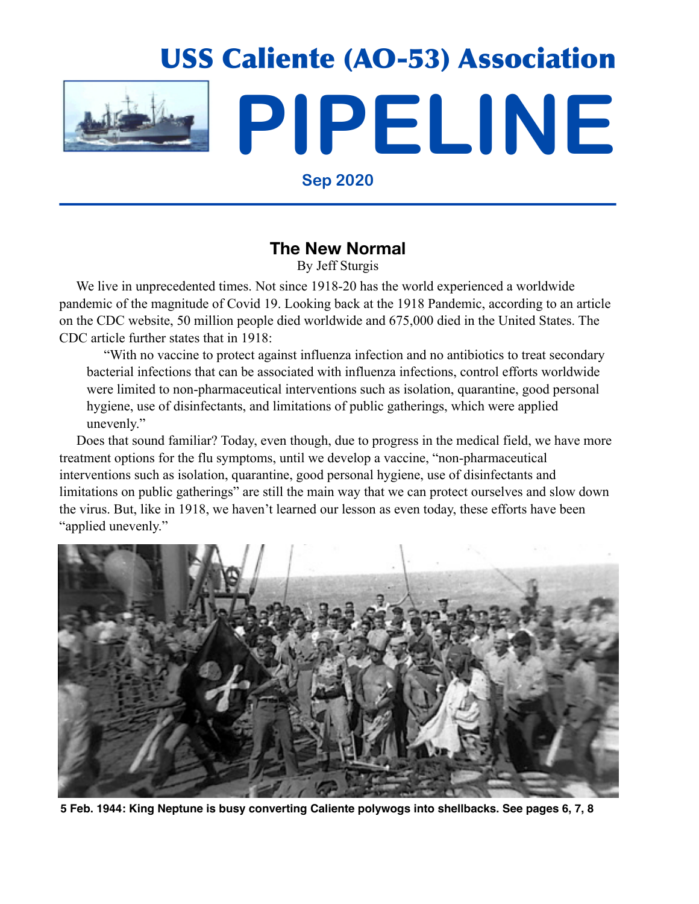# USS Caliente (AO-53) Association

# PIPELINE

**Sep 2020**

## The New Normal

By Jeff Sturgis

We live in unprecedented times. Not since 1918-20 has the world experienced a worldwide pandemic of the magnitude of Covid 19. Looking back at the 1918 Pandemic, according to an article on the CDC website, 50 million people died worldwide and 675,000 died in the United States. The CDC article further states that in 1918:

> "With no vaccine to protect against influenza infection and no antibiotics to treat secondary bacterial infections that can be associated with influenza infections, control efforts worldwide were limited to non-pharmaceutical interventions such as isolation, quarantine, good personal hygiene, use of disinfectants, and limitations of public gatherings, which were applied unevenly."

Does that sound familiar? Today, even though, due to progress in the medical field, we have more treatment options for the flu symptoms, until we develop a vaccine, "non-pharmaceutical interventions such as isolation, quarantine, good personal hygiene, use of disinfectants and limitations on public gatherings" are still the main way that we can protect ourselves and slow down the virus. But, like in 1918, we haven't learned our lesson as even today, these efforts have been "applied unevenly."

**5 Feb. 1944: King Neptune is busy converting Caliente polywogs into shellbacks. See pages 6, 7, 8**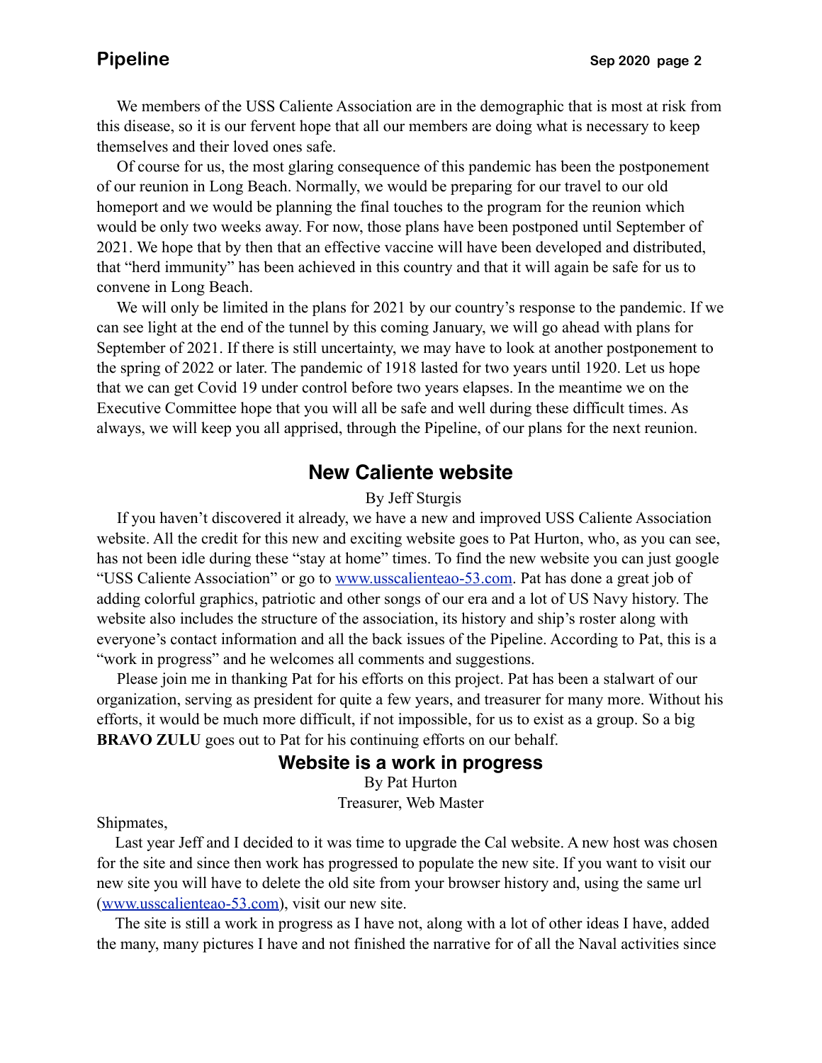We members of the USS Caliente Association are in the demographic that is most at risk from this disease, so it is our fervent hope that all our members are doing what is necessary to keep themselves and their loved ones safe.

Of course for us, the most glaring consequence of this pandemic has been the postponement of our reunion in Long Beach. Normally, we would be preparing for our travel to our old homeport and we would be planning the final touches to the program for the reunion which would be only two weeks away. For now, those plans have been postponed until September of 2021. We hope that by then that an effective vaccine will have been developed and distributed, that "herd immunity" has been achieved in this country and that it will again be safe for us to convene in Long Beach.

We will only be limited in the plans for 2021 by our country's response to the pandemic. If we can see light at the end of the tunnel by this coming January, we will go ahead with plans for September of 2021. If there is still uncertainty, we may have to look at another postponement to the spring of 2022 or later. The pandemic of 1918 lasted for two years until 1920. Let us hope that we can get Covid 19 under control before two years elapses. In the meantime we on the Executive Committee hope that you will all be safe and well during these difficult times. As always, we will keep you all apprised, through the Pipeline, of our plans for the next reunion.

## New Caliente website

By Jeff Sturgis

If you haven't discovered it already, we have a new and improved USS Caliente Association website. All the credit for this new and exciting website goes to Pat Hurton, who, as you can see, has not been idle during these "stay at home" times. To find the new website you can just google "USS Caliente Association" or go to www.usscalienteao-53.com. Pat has done a great job of adding colorful graphics, patriotic and other songs of our era and a lot of US Navy history. The website also includes the structure of the association, its history and ship's roster along with everyone's contact information and all the back issues of the Pipeline. According to Pat, this is a "work in progress" and he welcomes all comments and suggestions.

Please join me in thanking Pat for his efforts on this project. Pat has been a stalwart of our organization, serving as president for quite a few years, and treasurer for many more. Without his efforts, it would be much more difficult, if not impossible, for us to exist as a group. So a big **BRAVO ZULU** goes out to Pat for his continuing efforts on our behalf.

## Website is a work in progress

By Pat Hurton
Treasurer, Web Master

Shipmates,

Last year Jeff and I decided to it was time to upgrade the Cal website. A new host was chosen for the site and since then work has progressed to populate the new site. If you want to visit our new site you will have to delete the old site from your browser history and, using the same url (www.usscalienteao-53.com), visit our new site.

The site is still a work in progress as I have not, along with a lot of other ideas I have, added the many, many pictures I have and not finished the narrative for of all the Naval activities since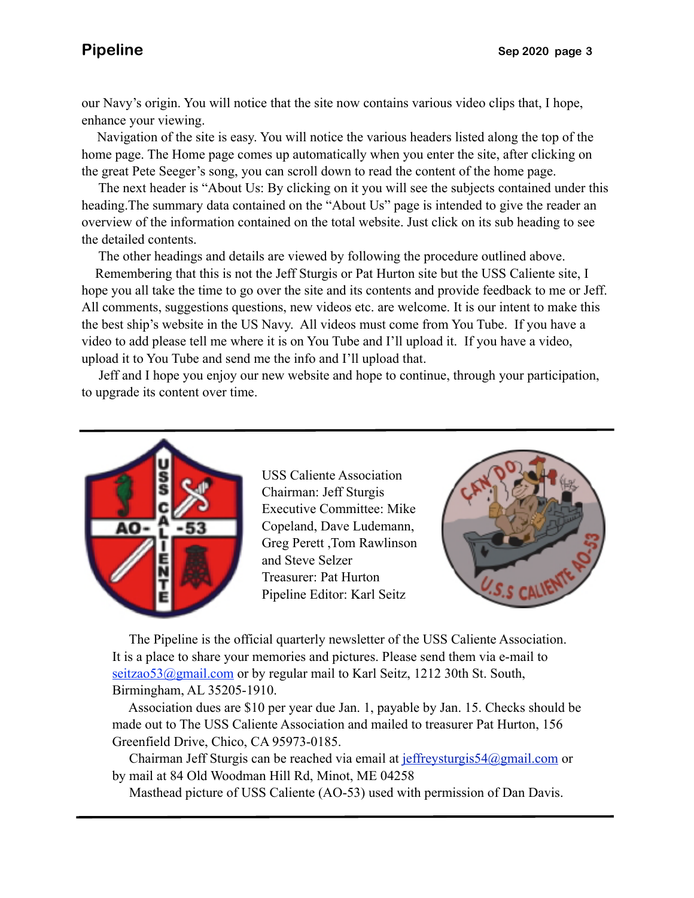our Navy's origin. You will notice that the site now contains various video clips that, I hope, enhance your viewing.

Navigation of the site is easy. You will notice the various headers listed along the top of the home page. The Home page comes up automatically when you enter the site, after clicking on the great Pete Seeger's song, you can scroll down to read the content of the home page.

The next header is "About Us: By clicking on it you will see the subjects contained under this heading.The summary data contained on the "About Us" page is intended to give the reader an overview of the information contained on the total website. Just click on its sub heading to see the detailed contents.

The other headings and details are viewed by following the procedure outlined above.

Remembering that this is not the Jeff Sturgis or Pat Hurton site but the USS Caliente site, I hope you all take the time to go over the site and its contents and provide feedback to me or Jeff. All comments, suggestions questions, new videos etc. are welcome. It is our intent to make this the best ship's website in the US Navy. All videos must come from You Tube. If you have a video to add please tell me where it is on You Tube and I'll upload it. If you have a video, upload it to You Tube and send me the info and I'll upload that.

Jeff and I hope you enjoy our new website and hope to continue, through your participation, to upgrade its content over time.

---

USS Caliente Association
Chairman: Jeff Sturgis
Executive Committee: Mike Copeland, Dave Ludemann, Greg Perett ,Tom Rawlinson and Steve Selzer
Treasurer: Pat Hurton
Pipeline Editor: Karl Seitz

The Pipeline is the official quarterly newsletter of the USS Caliente Association. It is a place to share your memories and pictures. Please send them via e-mail to seitzao53@gmail.com or by regular mail to Karl Seitz, 1212 30th St. South, Birmingham, AL 35205-1910.

Association dues are $10 per year due Jan. 1, payable by Jan. 15. Checks should be made out to The USS Caliente Association and mailed to treasurer Pat Hurton, 156 Greenfield Drive, Chico, CA 95973-0185.

Chairman Jeff Sturgis can be reached via email at jeffreysturgis54@gmail.com or by mail at 84 Old Woodman Hill Rd, Minot, ME 04258

Masthead picture of USS Caliente (AO-53) used with permission of Dan Davis.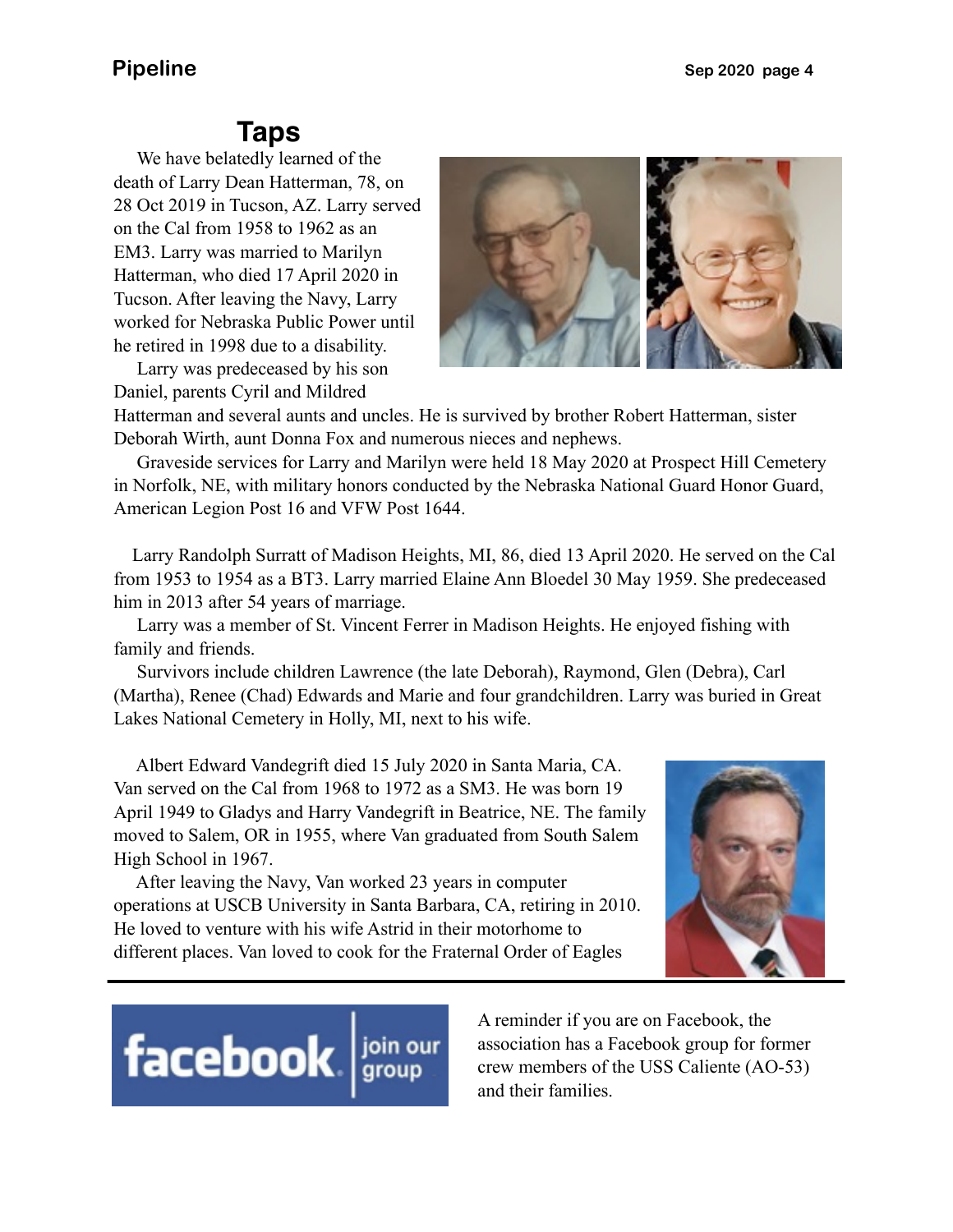## Taps

We have belatedly learned of the death of Larry Dean Hatterman, 78, on 28 Oct 2019 in Tucson, AZ. Larry served on the Cal from 1958 to 1962 as an EM3. Larry was married to Marilyn Hatterman, who died 17 April 2020 in Tucson. After leaving the Navy, Larry worked for Nebraska Public Power until he retired in 1998 due to a disability.

Larry was predeceased by his son Daniel, parents Cyril and Mildred Hatterman and several aunts and uncles. He is survived by brother Robert Hatterman, sister Deborah Wirth, aunt Donna Fox and numerous nieces and nephews.

Graveside services for Larry and Marilyn were held 18 May 2020 at Prospect Hill Cemetery in Norfolk, NE, with military honors conducted by the Nebraska National Guard Honor Guard, American Legion Post 16 and VFW Post 1644.

Larry Randolph Surratt of Madison Heights, MI, 86, died 13 April 2020. He served on the Cal from 1953 to 1954 as a BT3. Larry married Elaine Ann Bloedel 30 May 1959. She predeceased him in 2013 after 54 years of marriage.

Larry was a member of St. Vincent Ferrer in Madison Heights. He enjoyed fishing with family and friends.

Survivors include children Lawrence (the late Deborah), Raymond, Glen (Debra), Carl (Martha), Renee (Chad) Edwards and Marie and four grandchildren. Larry was buried in Great Lakes National Cemetery in Holly, MI, next to his wife.

Albert Edward Vandegrift died 15 July 2020 in Santa Maria, CA. Van served on the Cal from 1968 to 1972 as a SM3. He was born 19 April 1949 to Gladys and Harry Vandegrift in Beatrice, NE. The family moved to Salem, OR in 1955, where Van graduated from South Salem High School in 1967.

After leaving the Navy, Van worked 23 years in computer operations at USCB University in Santa Barbara, CA, retiring in 2010. He loved to venture with his wife Astrid in their motorhome to different places. Van loved to cook for the Fraternal Order of Eagles

---

**facebook** | join our group

A reminder if you are on Facebook, the association has a Facebook group for former crew members of the USS Caliente (AO-53) and their families.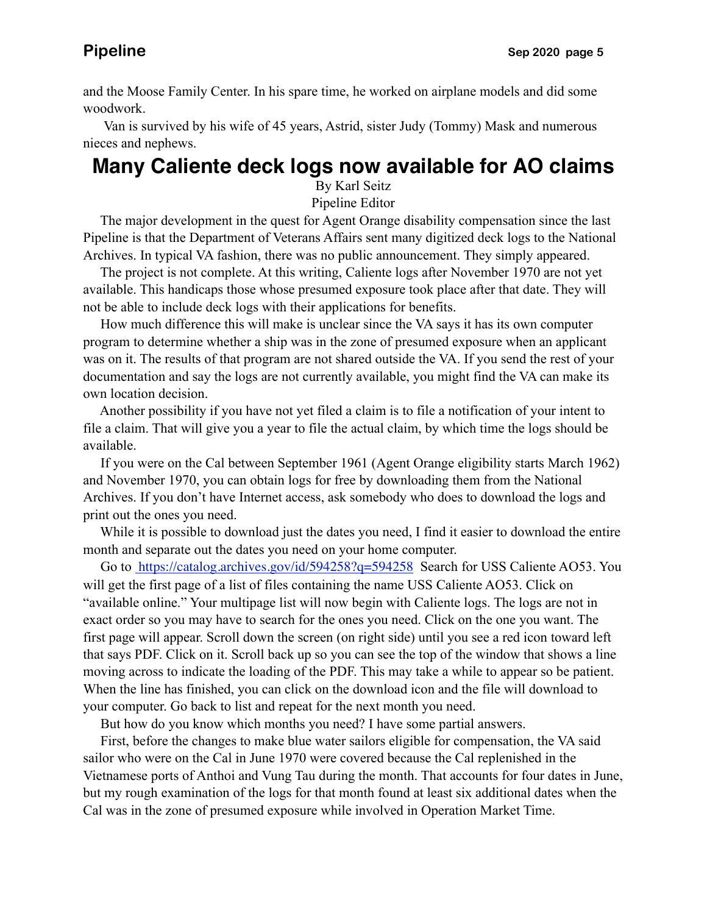and the Moose Family Center. In his spare time, he worked on airplane models and did some woodwork.

Van is survived by his wife of 45 years, Astrid, sister Judy (Tommy) Mask and numerous nieces and nephews.

# Many Caliente deck logs now available for AO claims

By Karl Seitz
Pipeline Editor

The major development in the quest for Agent Orange disability compensation since the last Pipeline is that the Department of Veterans Affairs sent many digitized deck logs to the National Archives. In typical VA fashion, there was no public announcement. They simply appeared.

The project is not complete. At this writing, Caliente logs after November 1970 are not yet available. This handicaps those whose presumed exposure took place after that date. They will not be able to include deck logs with their applications for benefits.

How much difference this will make is unclear since the VA says it has its own computer program to determine whether a ship was in the zone of presumed exposure when an applicant was on it. The results of that program are not shared outside the VA. If you send the rest of your documentation and say the logs are not currently available, you might find the VA can make its own location decision.

Another possibility if you have not yet filed a claim is to file a notification of your intent to file a claim. That will give you a year to file the actual claim, by which time the logs should be available.

If you were on the Cal between September 1961 (Agent Orange eligibility starts March 1962) and November 1970, you can obtain logs for free by downloading them from the National Archives. If you don't have Internet access, ask somebody who does to download the logs and print out the ones you need.

While it is possible to download just the dates you need, I find it easier to download the entire month and separate out the dates you need on your home computer.

Go to [https://catalog.archives.gov/id/594258?q=594258](https://catalog.archives.gov/id/594258?q=594258) Search for USS Caliente AO53. You will get the first page of a list of files containing the name USS Caliente AO53. Click on "available online." Your multipage list will now begin with Caliente logs. The logs are not in exact order so you may have to search for the ones you need. Click on the one you want. The first page will appear. Scroll down the screen (on right side) until you see a red icon toward left that says PDF. Click on it. Scroll back up so you can see the top of the window that shows a line moving across to indicate the loading of the PDF. This may take a while to appear so be patient. When the line has finished, you can click on the download icon and the file will download to your computer. Go back to list and repeat for the next month you need.

But how do you know which months you need? I have some partial answers.

First, before the changes to make blue water sailors eligible for compensation, the VA said sailor who were on the Cal in June 1970 were covered because the Cal replenished in the Vietnamese ports of Anthoi and Vung Tau during the month. That accounts for four dates in June, but my rough examination of the logs for that month found at least six additional dates when the Cal was in the zone of presumed exposure while involved in Operation Market Time.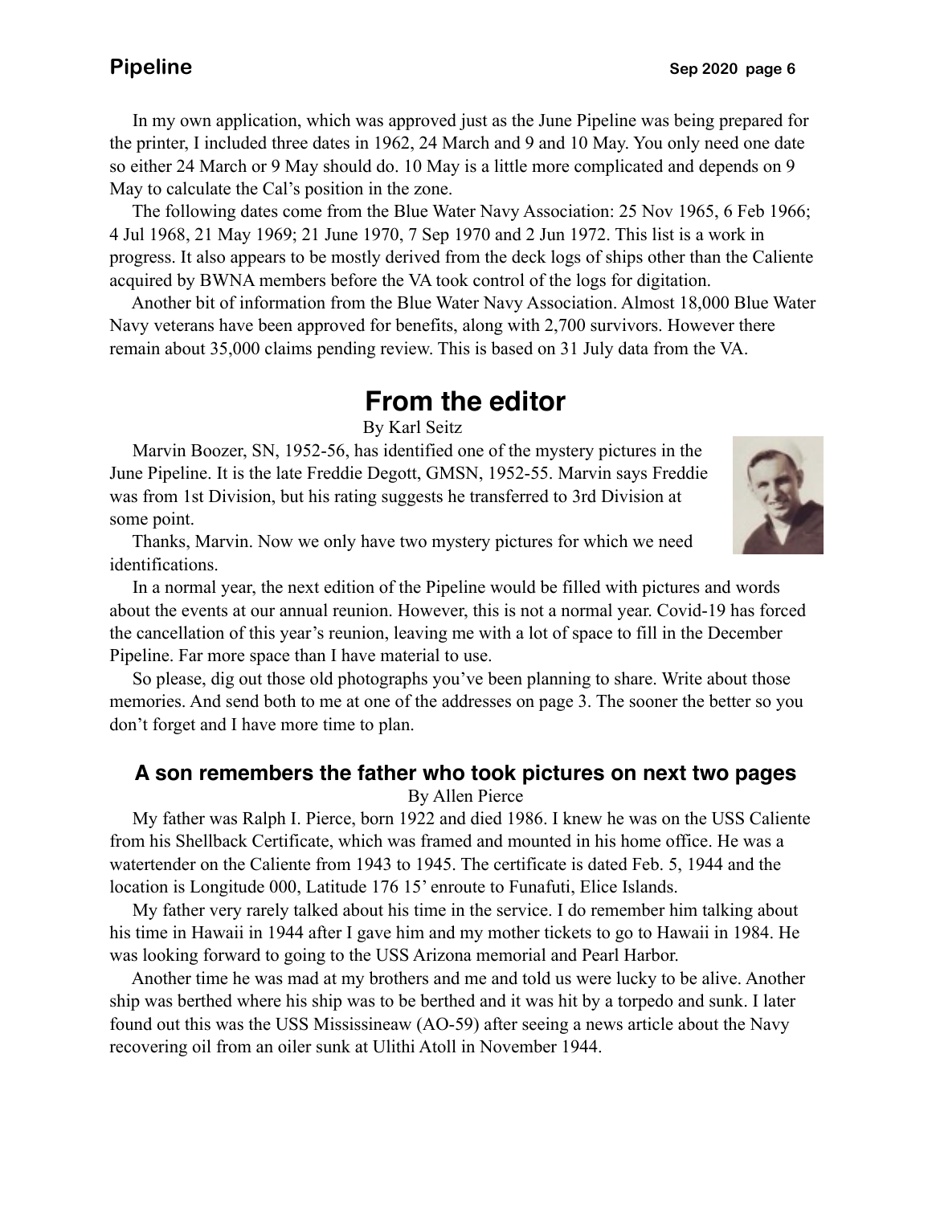In my own application, which was approved just as the June Pipeline was being prepared for the printer, I included three dates in 1962, 24 March and 9 and 10 May. You only need one date so either 24 March or 9 May should do. 10 May is a little more complicated and depends on 9 May to calculate the Cal's position in the zone.

The following dates come from the Blue Water Navy Association: 25 Nov 1965, 6 Feb 1966; 4 Jul 1968, 21 May 1969; 21 June 1970, 7 Sep 1970 and 2 Jun 1972. This list is a work in progress. It also appears to be mostly derived from the deck logs of ships other than the Caliente acquired by BWNA members before the VA took control of the logs for digitation.

Another bit of information from the Blue Water Navy Association. Almost 18,000 Blue Water Navy veterans have been approved for benefits, along with 2,700 survivors. However there remain about 35,000 claims pending review. This is based on 31 July data from the VA.

## From the editor

By Karl Seitz

Marvin Boozer, SN, 1952-56, has identified one of the mystery pictures in the June Pipeline. It is the late Freddie Degott, GMSN, 1952-55. Marvin says Freddie was from 1st Division, but his rating suggests he transferred to 3rd Division at some point.

Thanks, Marvin. Now we only have two mystery pictures for which we need identifications.

In a normal year, the next edition of the Pipeline would be filled with pictures and words about the events at our annual reunion. However, this is not a normal year. Covid-19 has forced the cancellation of this year's reunion, leaving me with a lot of space to fill in the December Pipeline. Far more space than I have material to use.

So please, dig out those old photographs you've been planning to share. Write about those memories. And send both to me at one of the addresses on page 3. The sooner the better so you don't forget and I have more time to plan.

### A son remembers the father who took pictures on next two pages

By Allen Pierce

My father was Ralph I. Pierce, born 1922 and died 1986. I knew he was on the USS Caliente from his Shellback Certificate, which was framed and mounted in his home office. He was a watertender on the Caliente from 1943 to 1945. The certificate is dated Feb. 5, 1944 and the location is Longitude 000, Latitude 176 15' enroute to Funafuti, Elice Islands.

My father very rarely talked about his time in the service. I do remember him talking about his time in Hawaii in 1944 after I gave him and my mother tickets to go to Hawaii in 1984. He was looking forward to going to the USS Arizona memorial and Pearl Harbor.

Another time he was mad at my brothers and me and told us were lucky to be alive. Another ship was berthed where his ship was to be berthed and it was hit by a torpedo and sunk. I later found out this was the USS Mississineaw (AO-59) after seeing a news article about the Navy recovering oil from an oiler sunk at Ulithi Atoll in November 1944.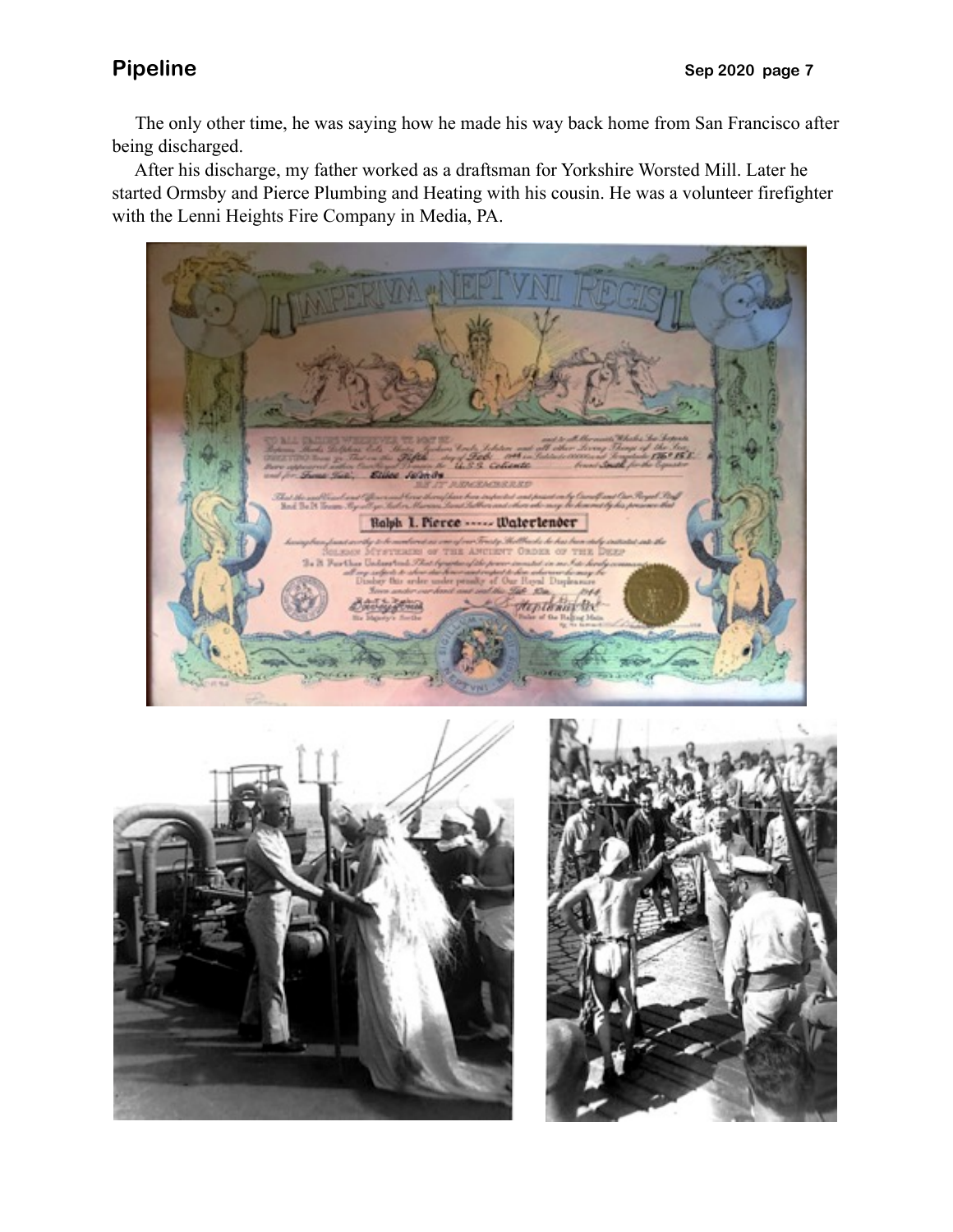The only other time, he was saying how he made his way back home from San Francisco after being discharged.

After his discharge, my father worked as a draftsman for Yorkshire Worsted Mill. Later he started Ormsby and Pierce Plumbing and Heating with his cousin. He was a volunteer firefighter with the Lenni Heights Fire Company in Media, PA.